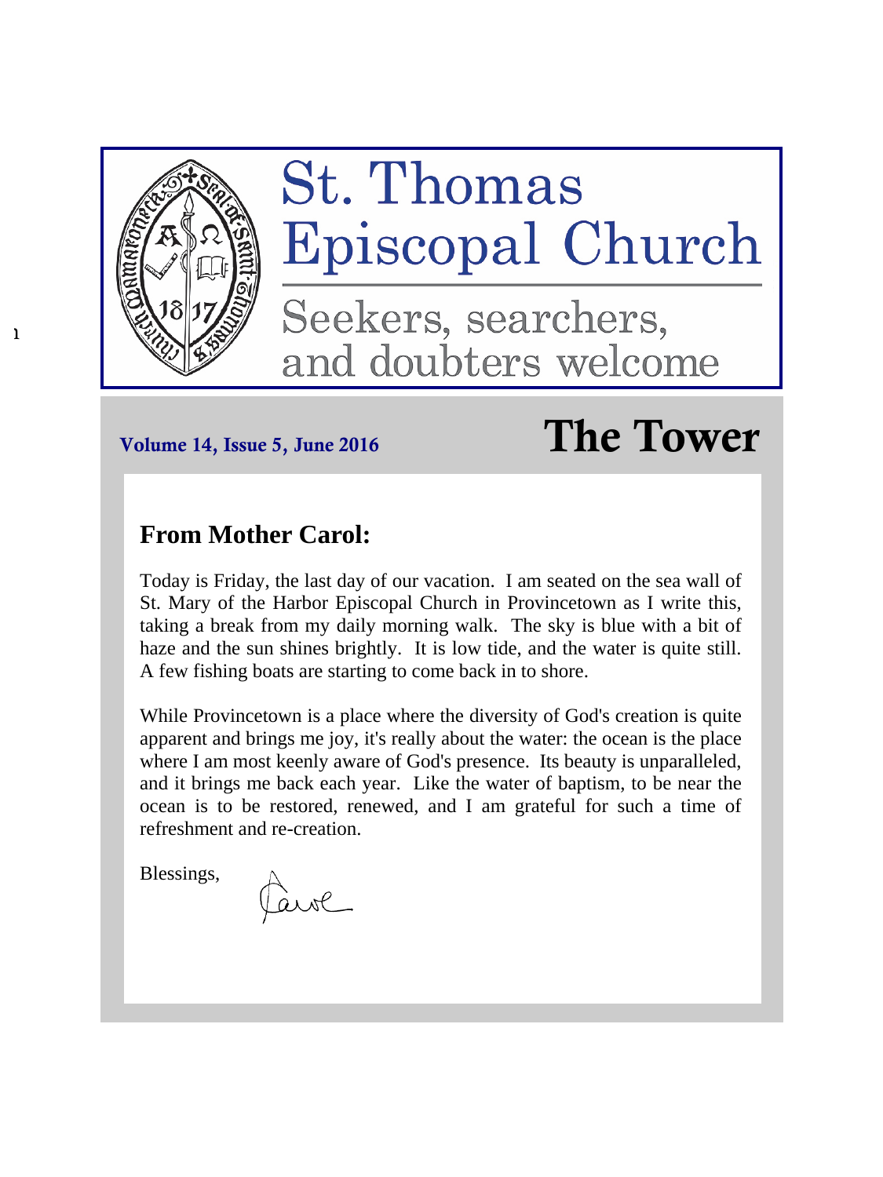# St. Thomas Episcopal Church

Seekers, searchers, and doubters welcome

**Volume 14, Issue 5, June 2016**

# The Tower

## From Mother Carol:

Today is Friday, the last day of our vacation. I am seated on the sea wall of St. Mary of the Harbor Episcopal Church in Provincetown as I write this, taking a break from my daily morning walk. The sky is blue with a bit of haze and the sun shines brightly. It is low tide, and the water is quite still. A few fishing boats are starting to come back in to shore.

While Provincetown is a place where the diversity of God's creation is quite apparent and brings me joy, it's really about the water: the ocean is the place where I am most keenly aware of God's presence. Its beauty is unparalleled, and it brings me back each year. Like the water of baptism, to be near the ocean is to be restored, renewed, and I am grateful for such a time of refreshment and re-creation.

Blessings,

Carol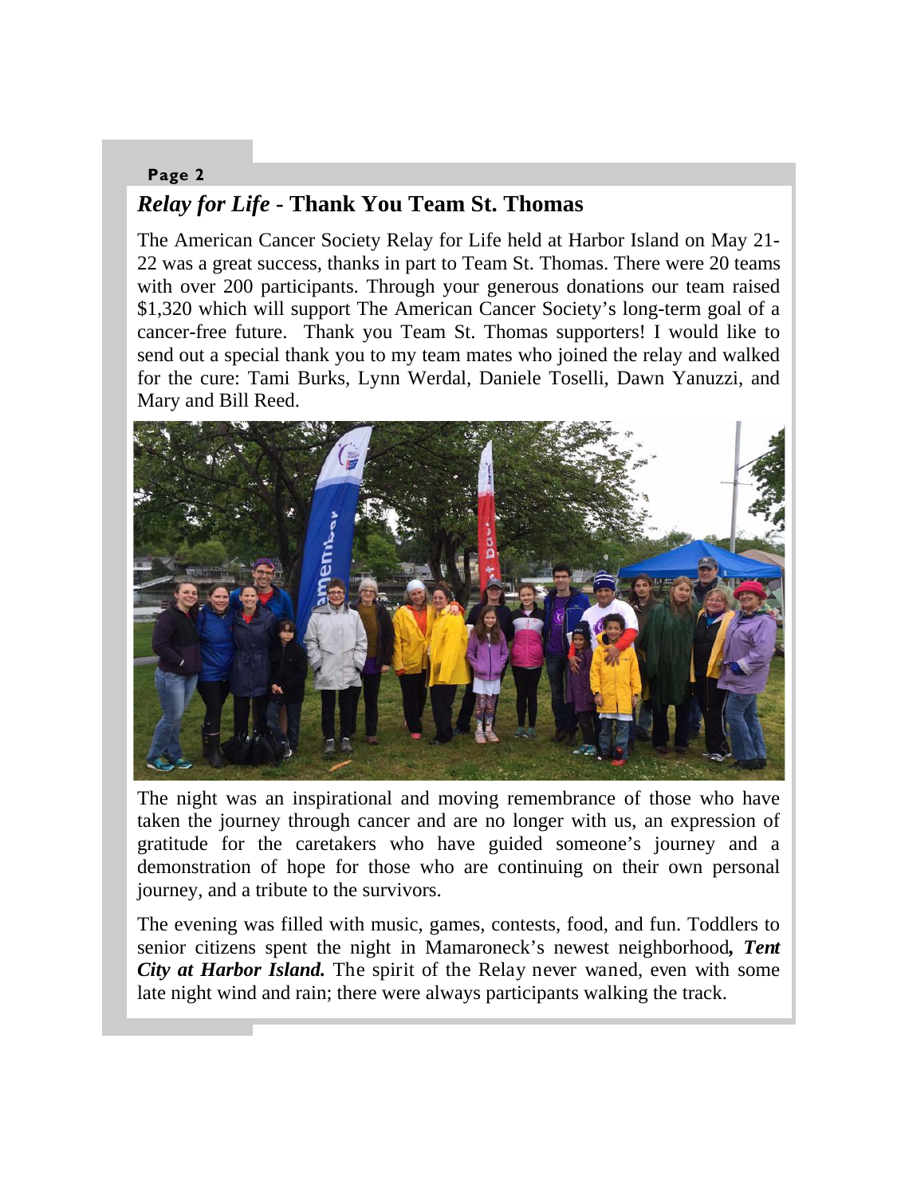## *Relay for Life* - Thank You Team St. Thomas

The American Cancer Society Relay for Life held at Harbor Island on May 21-22 was a great success, thanks in part to Team St. Thomas. There were 20 teams with over 200 participants. Through your generous donations our team raised $1,320 which will support The American Cancer Society's long-term goal of a cancer-free future. Thank you Team St. Thomas supporters! I would like to send out a special thank you to my team mates who joined the relay and walked for the cure: Tami Burks, Lynn Werdal, Daniele Toselli, Dawn Yanuzzi, and Mary and Bill Reed.

The night was an inspirational and moving remembrance of those who have taken the journey through cancer and are no longer with us, an expression of gratitude for the caretakers who have guided someone's journey and a demonstration of hope for those who are continuing on their own personal journey, and a tribute to the survivors.

The evening was filled with music, games, contests, food, and fun. Toddlers to senior citizens spent the night in Mamaroneck's newest neighborhood***, Tent City at Harbor Island.*** The spirit of the Relay never waned, even with some late night wind and rain; there were always participants walking the track.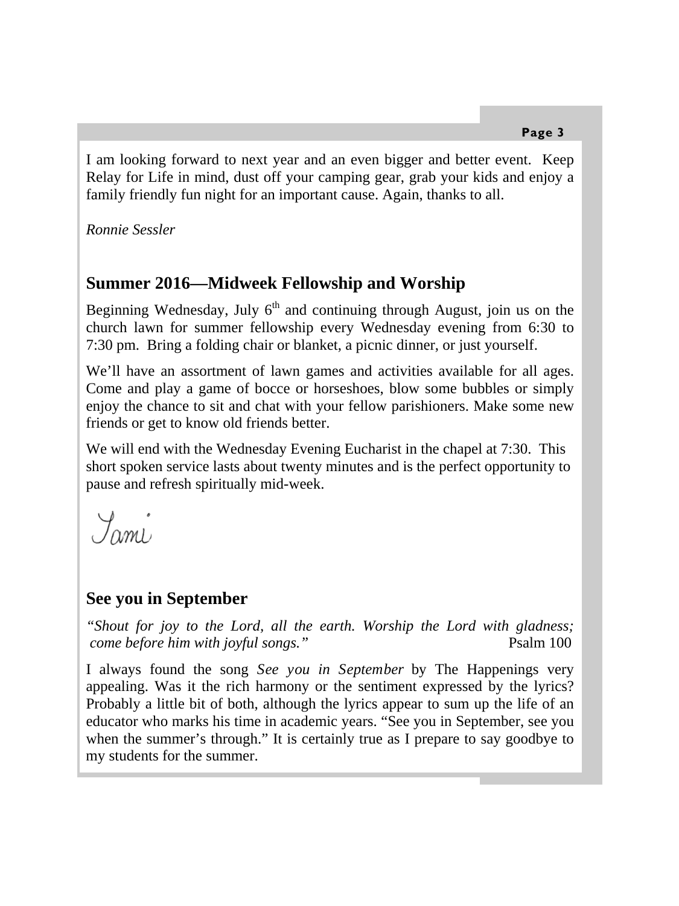I am looking forward to next year and an even bigger and better event. Keep Relay for Life in mind, dust off your camping gear, grab your kids and enjoy a family friendly fun night for an important cause. Again, thanks to all.

*Ronnie Sessler*

## Summer 2016—Midweek Fellowship and Worship

Beginning Wednesday, July 6th and continuing through August, join us on the church lawn for summer fellowship every Wednesday evening from 6:30 to 7:30 pm. Bring a folding chair or blanket, a picnic dinner, or just yourself.

We'll have an assortment of lawn games and activities available for all ages. Come and play a game of bocce or horseshoes, blow some bubbles or simply enjoy the chance to sit and chat with your fellow parishioners. Make some new friends or get to know old friends better.

We will end with the Wednesday Evening Eucharist in the chapel at 7:30. This short spoken service lasts about twenty minutes and is the perfect opportunity to pause and refresh spiritually mid-week.

Tami

## See you in September

*"Shout for joy to the Lord, all the earth. Worship the Lord with gladness; come before him with joyful songs."* Psalm 100

I always found the song *See you in September* by The Happenings very appealing. Was it the rich harmony or the sentiment expressed by the lyrics? Probably a little bit of both, although the lyrics appear to sum up the life of an educator who marks his time in academic years. "See you in September, see you when the summer's through." It is certainly true as I prepare to say goodbye to my students for the summer.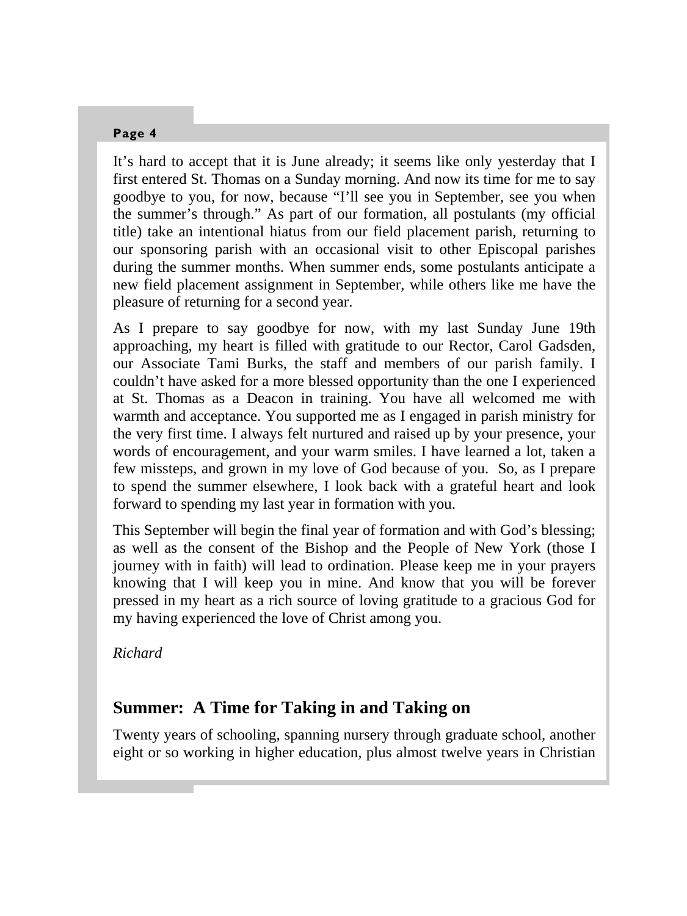It's hard to accept that it is June already; it seems like only yesterday that I first entered St. Thomas on a Sunday morning. And now its time for me to say goodbye to you, for now, because "I'll see you in September, see you when the summer's through." As part of our formation, all postulants (my official title) take an intentional hiatus from our field placement parish, returning to our sponsoring parish with an occasional visit to other Episcopal parishes during the summer months. When summer ends, some postulants anticipate a new field placement assignment in September, while others like me have the pleasure of returning for a second year.

As I prepare to say goodbye for now, with my last Sunday June 19th approaching, my heart is filled with gratitude to our Rector, Carol Gadsden, our Associate Tami Burks, the staff and members of our parish family. I couldn't have asked for a more blessed opportunity than the one I experienced at St. Thomas as a Deacon in training. You have all welcomed me with warmth and acceptance. You supported me as I engaged in parish ministry for the very first time. I always felt nurtured and raised up by your presence, your words of encouragement, and your warm smiles. I have learned a lot, taken a few missteps, and grown in my love of God because of you. So, as I prepare to spend the summer elsewhere, I look back with a grateful heart and look forward to spending my last year in formation with you.

This September will begin the final year of formation and with God's blessing; as well as the consent of the Bishop and the People of New York (those I journey with in faith) will lead to ordination. Please keep me in your prayers knowing that I will keep you in mine. And know that you will be forever pressed in my heart as a rich source of loving gratitude to a gracious God for my having experienced the love of Christ among you.

*Richard*

## Summer: A Time for Taking in and Taking on

Twenty years of schooling, spanning nursery through graduate school, another eight or so working in higher education, plus almost twelve years in Christian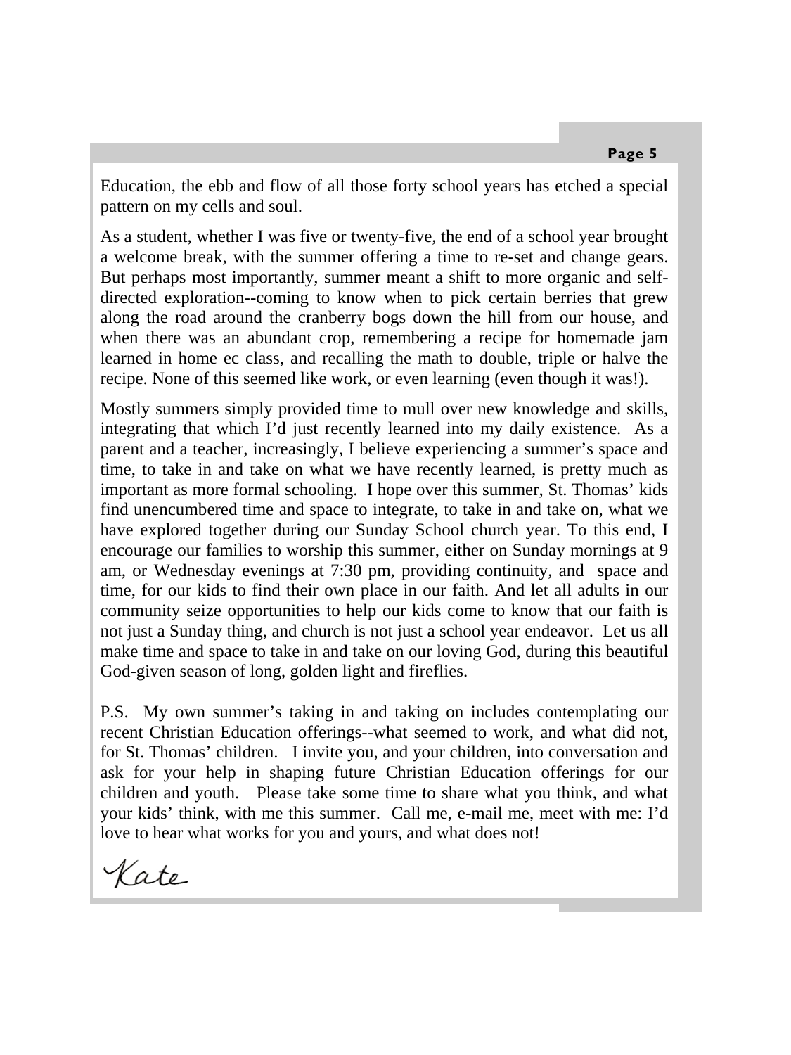Education, the ebb and flow of all those forty school years has etched a special pattern on my cells and soul.

As a student, whether I was five or twenty-five, the end of a school year brought a welcome break, with the summer offering a time to re-set and change gears. But perhaps most importantly, summer meant a shift to more organic and self-directed exploration--coming to know when to pick certain berries that grew along the road around the cranberry bogs down the hill from our house, and when there was an abundant crop, remembering a recipe for homemade jam learned in home ec class, and recalling the math to double, triple or halve the recipe. None of this seemed like work, or even learning (even though it was!).

Mostly summers simply provided time to mull over new knowledge and skills, integrating that which I'd just recently learned into my daily existence. As a parent and a teacher, increasingly, I believe experiencing a summer's space and time, to take in and take on what we have recently learned, is pretty much as important as more formal schooling. I hope over this summer, St. Thomas' kids find unencumbered time and space to integrate, to take in and take on, what we have explored together during our Sunday School church year. To this end, I encourage our families to worship this summer, either on Sunday mornings at 9 am, or Wednesday evenings at 7:30 pm, providing continuity, and space and time, for our kids to find their own place in our faith. And let all adults in our community seize opportunities to help our kids come to know that our faith is not just a Sunday thing, and church is not just a school year endeavor. Let us all make time and space to take in and take on our loving God, during this beautiful God-given season of long, golden light and fireflies.

P.S. My own summer's taking in and taking on includes contemplating our recent Christian Education offerings--what seemed to work, and what did not, for St. Thomas' children. I invite you, and your children, into conversation and ask for your help in shaping future Christian Education offerings for our children and youth. Please take some time to share what you think, and what your kids' think, with me this summer. Call me, e-mail me, meet with me: I'd love to hear what works for you and yours, and what does not!

*Kate*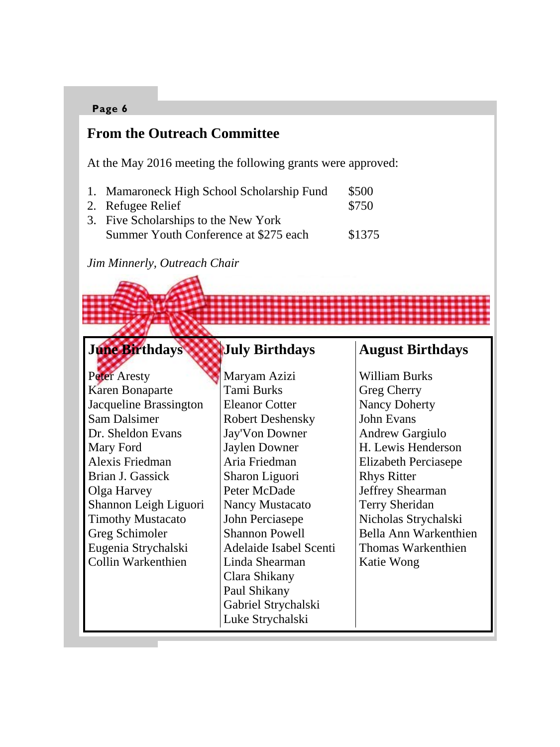## From the Outreach Committee

At the May 2016 meeting the following grants were approved:

1. Mamaroneck High School Scholarship Fund — $500
2. Refugee Relief — $750
3. Five Scholarships to the New York Summer Youth Conference at $275 each — $1375

*Jim Minnerly, Outreach Chair*

| June Birthdays | July Birthdays | August Birthdays |
|---|---|---|
| Peter Aresty | Maryam Azizi | William Burks |
| Karen Bonaparte | Tami Burks | Greg Cherry |
| Jacqueline Brassington | Eleanor Cotter | Nancy Doherty |
| Sam Dalsimer | Robert Deshensky | John Evans |
| Dr. Sheldon Evans | Jay'Von Downer | Andrew Gargiulo |
| Mary Ford | Jaylen Downer | H. Lewis Henderson |
| Alexis Friedman | Aria Friedman | Elizabeth Perciasepe |
| Brian J. Gassick | Sharon Liguori | Rhys Ritter |
| Olga Harvey | Peter McDade | Jeffrey Shearman |
| Shannon Leigh Liguori | Nancy Mustacato | Terry Sheridan |
| Timothy Mustacato | John Perciasepe | Nicholas Strychalski |
| Greg Schimoler | Shannon Powell | Bella Ann Warkenthien |
| Eugenia Strychalski | Adelaide Isabel Scenti | Thomas Warkenthien |
| Collin Warkenthien | Linda Shearman | Katie Wong |
| | Clara Shikany | |
| | Paul Shikany | |
| | Gabriel Strychalski | |
| | Luke Strychalski | |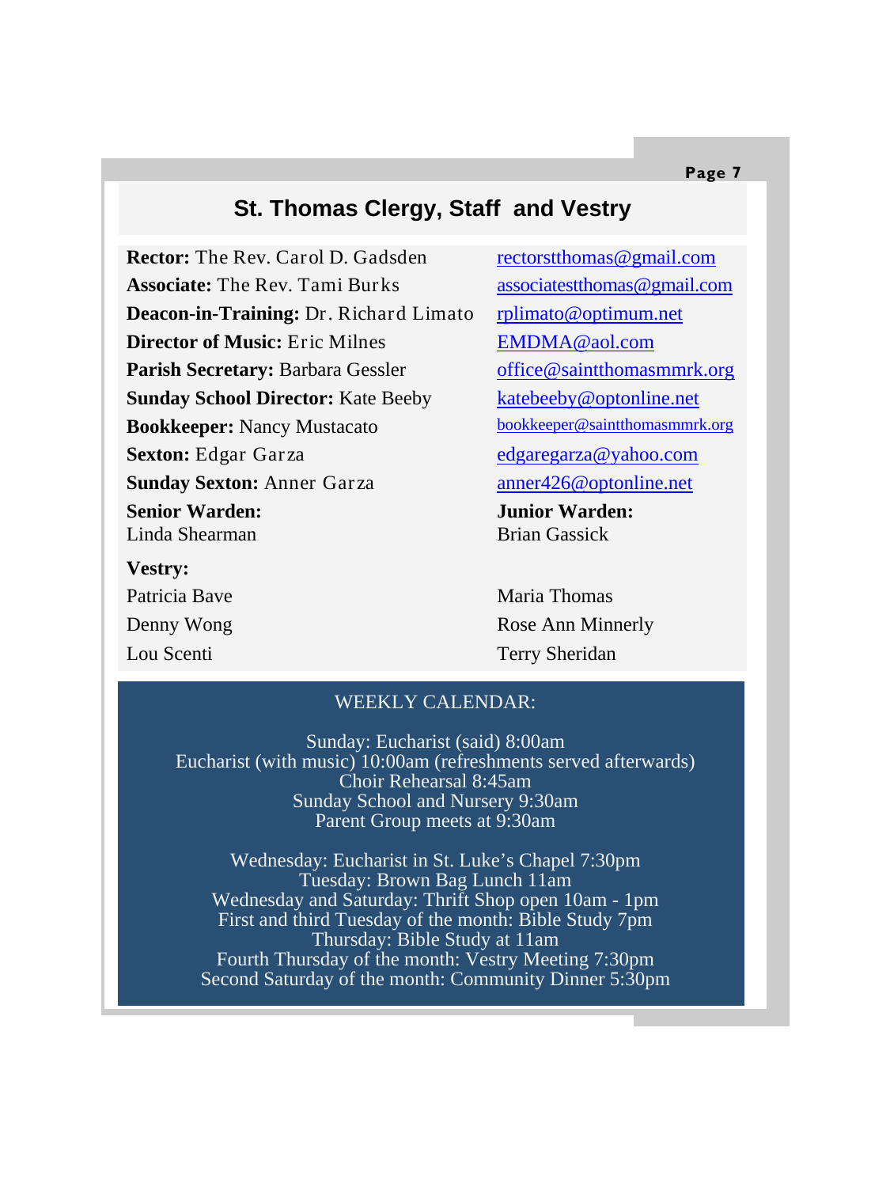## St. Thomas Clergy, Staff and Vestry

**Rector:** The Rev. Carol D. Gadsden rectorstthomas@gmail.com
**Associate:** The Rev. Tami Burks associatestthomas@gmail.com
**Deacon-in-Training:** Dr. Richard Limato rplimato@optimum.net
**Director of Music:** Eric Milnes EMDMA@aol.com
**Parish Secretary:** Barbara Gessler office@saintthomasmmrk.org
**Sunday School Director:** Kate Beeby katebeeby@optonline.net
**Bookkeeper:** Nancy Mustacato bookkeeper@saintthomasmmrk.org
**Sexton:** Edgar Garza edgaregarza@yahoo.com
**Sunday Sexton:** Anner Garza anner426@optonline.net

**Senior Warden:**
Linda Shearman

**Junior Warden:**
Brian Gassick

**Vestry:**

Patricia Bave
Denny Wong
Lou Scenti
Maria Thomas
Rose Ann Minnerly
Terry Sheridan

WEEKLY CALENDAR:

Sunday: Eucharist (said) 8:00am
Eucharist (with music) 10:00am (refreshments served afterwards)
Choir Rehearsal 8:45am
Sunday School and Nursery 9:30am
Parent Group meets at 9:30am

Wednesday: Eucharist in St. Luke's Chapel 7:30pm
Tuesday: Brown Bag Lunch 11am
Wednesday and Saturday: Thrift Shop open 10am - 1pm
First and third Tuesday of the month: Bible Study 7pm
Thursday: Bible Study at 11am
Fourth Thursday of the month: Vestry Meeting 7:30pm
Second Saturday of the month: Community Dinner 5:30pm